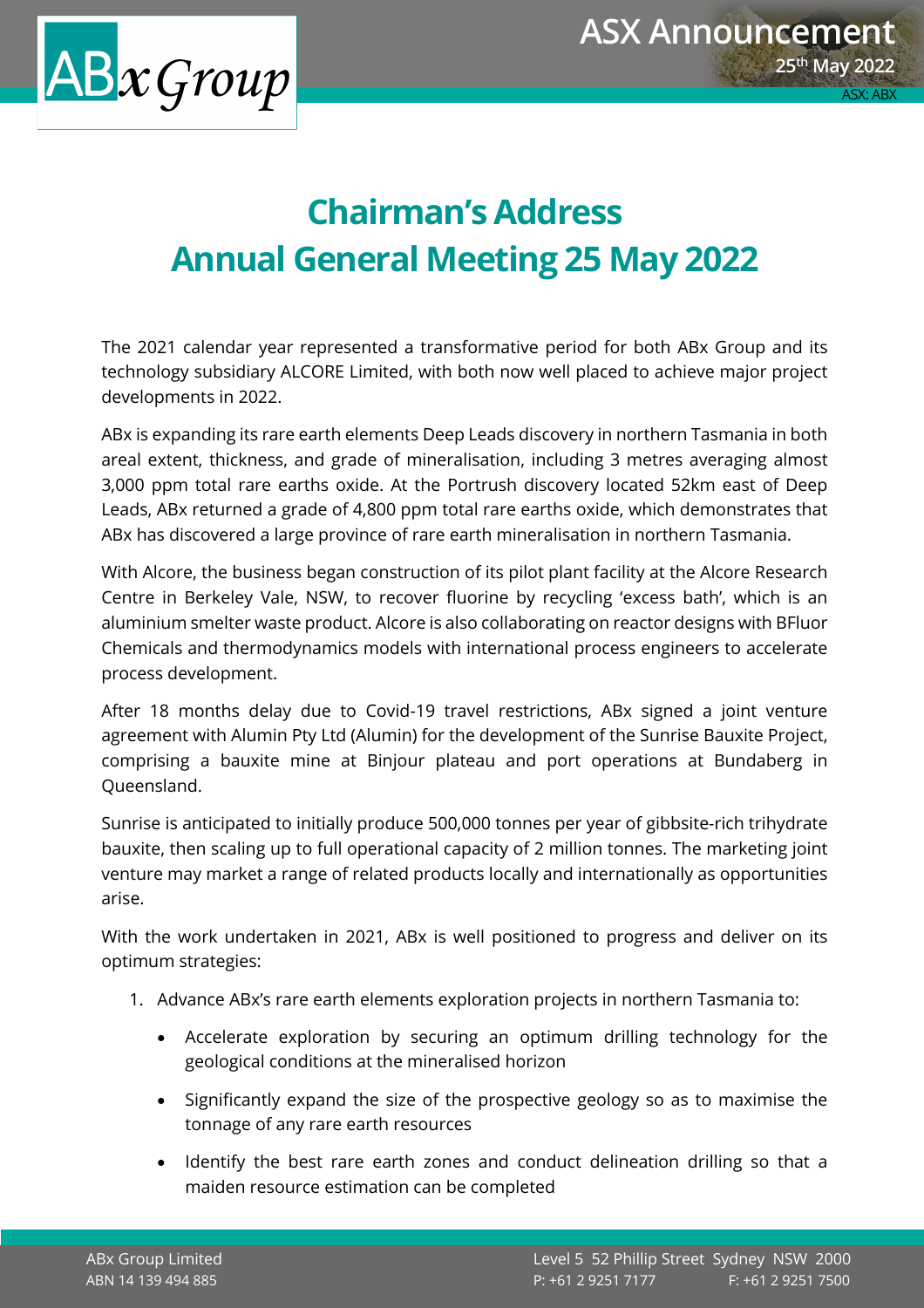# Chairman's Address
# Annual General Meeting 25 May 2022

The 2021 calendar year represented a transformative period for both ABx Group and its technology subsidiary ALCORE Limited, with both now well placed to achieve major project developments in 2022.

ABx is expanding its rare earth elements Deep Leads discovery in northern Tasmania in both areal extent, thickness, and grade of mineralisation, including 3 metres averaging almost 3,000 ppm total rare earths oxide. At the Portrush discovery located 52km east of Deep Leads, ABx returned a grade of 4,800 ppm total rare earths oxide, which demonstrates that ABx has discovered a large province of rare earth mineralisation in northern Tasmania.

With Alcore, the business began construction of its pilot plant facility at the Alcore Research Centre in Berkeley Vale, NSW, to recover fluorine by recycling 'excess bath', which is an aluminium smelter waste product. Alcore is also collaborating on reactor designs with BFluor Chemicals and thermodynamics models with international process engineers to accelerate process development.

After 18 months delay due to Covid-19 travel restrictions, ABx signed a joint venture agreement with Alumin Pty Ltd (Alumin) for the development of the Sunrise Bauxite Project, comprising a bauxite mine at Binjour plateau and port operations at Bundaberg in Queensland.

Sunrise is anticipated to initially produce 500,000 tonnes per year of gibbsite-rich trihydrate bauxite, then scaling up to full operational capacity of 2 million tonnes. The marketing joint venture may market a range of related products locally and internationally as opportunities arise.

With the work undertaken in 2021, ABx is well positioned to progress and deliver on its optimum strategies:

1. Advance ABx's rare earth elements exploration projects in northern Tasmania to:
   - Accelerate exploration by securing an optimum drilling technology for the geological conditions at the mineralised horizon
   - Significantly expand the size of the prospective geology so as to maximise the tonnage of any rare earth resources
   - Identify the best rare earth zones and conduct delineation drilling so that a maiden resource estimation can be completed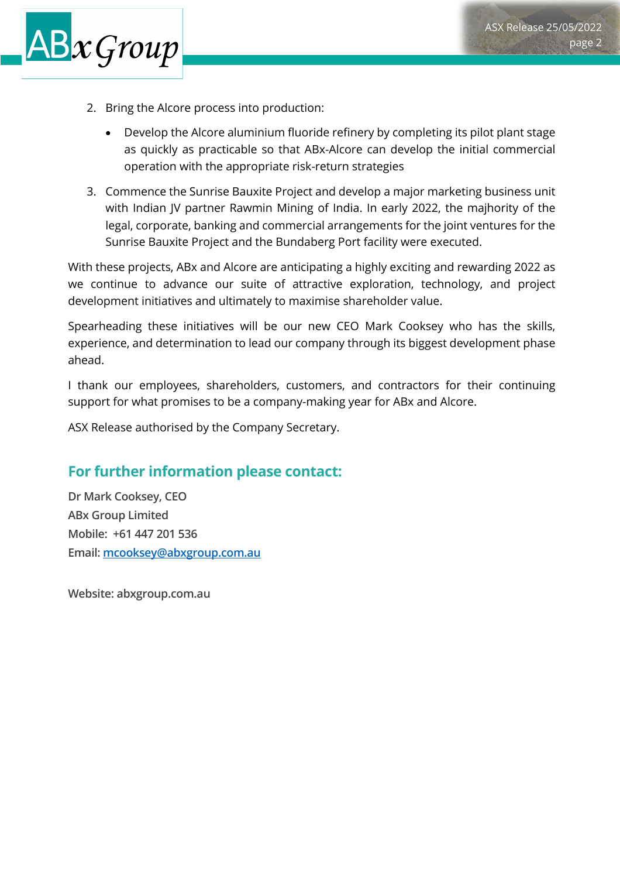2. Bring the Alcore process into production:

    - Develop the Alcore aluminium fluoride refinery by completing its pilot plant stage as quickly as practicable so that ABx-Alcore can develop the initial commercial operation with the appropriate risk-return strategies

3. Commence the Sunrise Bauxite Project and develop a major marketing business unit with Indian JV partner Rawmin Mining of India. In early 2022, the majhority of the legal, corporate, banking and commercial arrangements for the joint ventures for the Sunrise Bauxite Project and the Bundaberg Port facility were executed.

With these projects, ABx and Alcore are anticipating a highly exciting and rewarding 2022 as we continue to advance our suite of attractive exploration, technology, and project development initiatives and ultimately to maximise shareholder value.

Spearheading these initiatives will be our new CEO Mark Cooksey who has the skills, experience, and determination to lead our company through its biggest development phase ahead.

I thank our employees, shareholders, customers, and contractors for their continuing support for what promises to be a company-making year for ABx and Alcore.

ASX Release authorised by the Company Secretary.

## For further information please contact:

**Dr Mark Cooksey, CEO**
**ABx Group Limited**
**Mobile: +61 447 201 536**
**Email: mcooksey@abxgroup.com.au**

**Website: abxgroup.com.au**